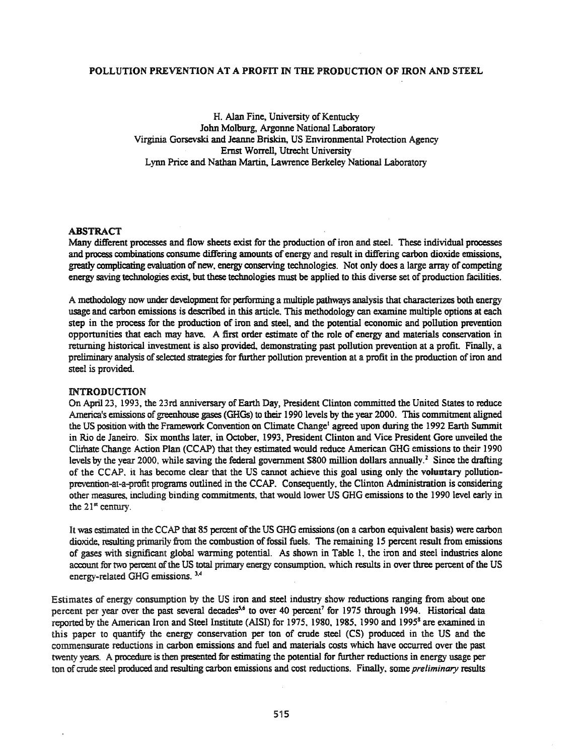# POLLUTION PREVENTION AT A PROFIT IN THE PRODUCTION OF IRON AND STEEL

H. Alan Fine, University of Kentucky
John Molburg, Argonne National Laboratory
Virginia Gorsevski and Jeanne Briskin, US Environmental Protection Agency
Ernst Worrell, Utrecht University
Lynn Price and Nathan Martin, Lawrence Berkeley National Laboratory

## ABSTRACT

Many different processes and flow sheets exist for the production of iron and steel. These individual processes and process combinations consume differing amounts of energy and result in differing carbon dioxide emissions, greatly complicating evaluation of new, energy conserving technologies. Not only does a large array of competing energy saving technologies exist, but these technologies must be applied to this diverse set of production facilities.

A methodology now under development for performing a multiple pathways analysis that characterizes both energy usage and carbon emissions is described in this article. This methodology can examine multiple options at each step in the process for the production of iron and steel, and the potential economic and pollution prevention opportunities that each may have. A first order estimate of the role of energy and materials conservation in returning historical investment is also provided, demonstrating past pollution prevention at a profit. Finally, a preliminary analysis of selected strategies for further pollution prevention at a profit in the production of iron and steel is provided.

## INTRODUCTION

On April 23, 1993, the 23rd anniversary of Earth Day, President Clinton committed the United States to reduce America's emissions of greenhouse gases (GHGs) to their 1990 levels by the year 2000. This commitment aligned the US position with the Framework Convention on Climate Change[1] agreed upon during the 1992 Earth Summit in Rio de Janeiro. Six months later, in October, 1993, President Clinton and Vice President Gore unveiled the Climate Change Action Plan (CCAP) that they estimated would reduce American GHG emissions to their 1990 levels by the year 2000, while saving the federal government $800 million dollars annually.[2] Since the drafting of the CCAP, it has become clear that the US cannot achieve this goal using only the voluntary pollution-prevention-at-a-profit programs outlined in the CCAP. Consequently, the Clinton Administration is considering other measures, including binding commitments, that would lower US GHG emissions to the 1990 level early in the 21st century.

It was estimated in the CCAP that 85 percent of the US GHG emissions (on a carbon equivalent basis) were carbon dioxide, resulting primarily from the combustion of fossil fuels. The remaining 15 percent result from emissions of gases with significant global warming potential. As shown in Table 1, the iron and steel industries alone account for two percent of the US total primary energy consumption, which results in over three percent of the US energy-related GHG emissions.[3,4]

Estimates of energy consumption by the US iron and steel industry show reductions ranging from about one percent per year over the past several decades[5,6] to over 40 percent[7] for 1975 through 1994. Historical data reported by the American Iron and Steel Institute (AISI) for 1975, 1980, 1985, 1990 and 1995[8] are examined in this paper to quantify the energy conservation per ton of crude steel (CS) produced in the US and the commensurate reductions in carbon emissions and fuel and materials costs which have occurred over the past twenty years. A procedure is then presented for estimating the potential for further reductions in energy usage per ton of crude steel produced and resulting carbon emissions and cost reductions. Finally, some *preliminary* results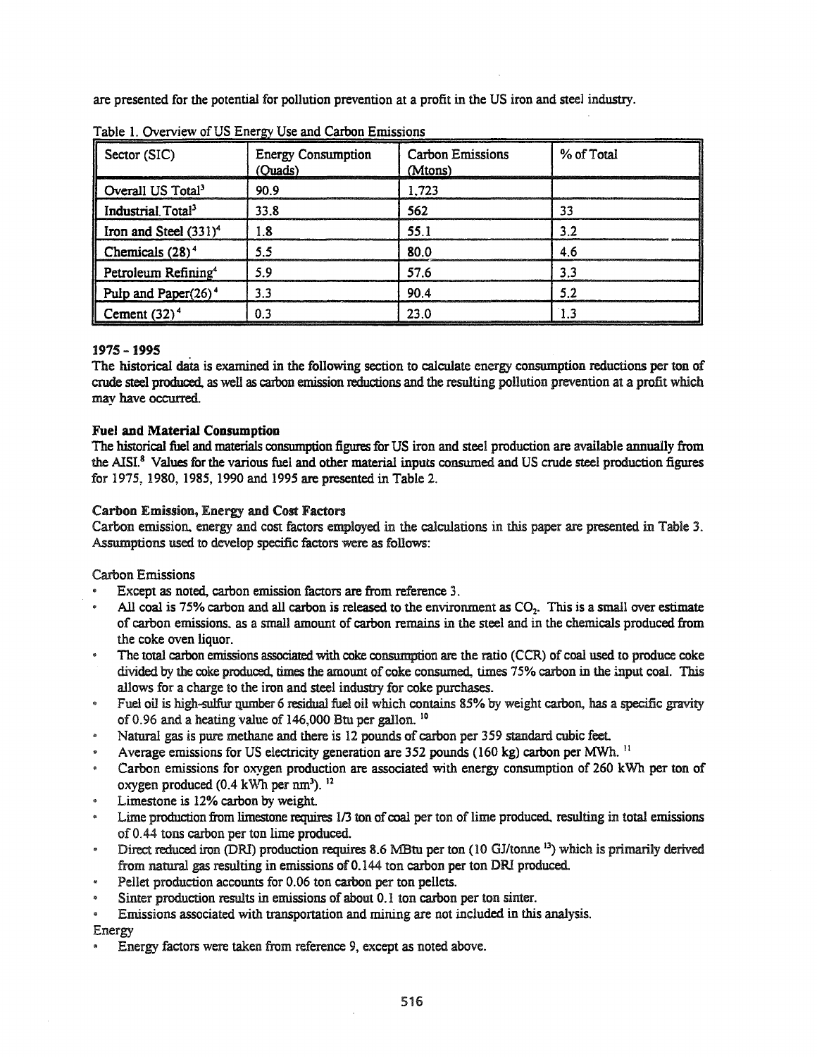are presented for the potential for pollution prevention at a profit in the US iron and steel industry.

Table 1. Overview of US Energy Use and Carbon Emissions

| Sector (SIC) | Energy Consumption (Quads) | Carbon Emissions (Mtons) | % of Total |
|---|---|---|---|
| Overall US Total[3] | 90.9 | 1,723 | |
| Industrial Total[3] | 33.8 | 562 | 33 |
| Iron and Steel (331)[4] | 1.8 | 55.1 | 3.2 |
| Chemicals (28)[4] | 5.5 | 80.0 | 4.6 |
| Petroleum Refining[4] | 5.9 | 57.6 | 3.3 |
| Pulp and Paper(26)[4] | 3.3 | 90.4 | 5.2 |
| Cement (32)[4] | 0.3 | 23.0 | 1.3 |

**1975 - 1995**

The historical data is examined in the following section to calculate energy consumption reductions per ton of crude steel produced, as well as carbon emission reductions and the resulting pollution prevention at a profit which may have occurred.

**Fuel and Material Consumption**

The historical fuel and materials consumption figures for US iron and steel production are available annually from the AISI.[8] Values for the various fuel and other material inputs consumed and US crude steel production figures for 1975, 1980, 1985, 1990 and 1995 are presented in Table 2.

**Carbon Emission, Energy and Cost Factors**

Carbon emission, energy and cost factors employed in the calculations in this paper are presented in Table 3. Assumptions used to develop specific factors were as follows:

Carbon Emissions

- Except as noted, carbon emission factors are from reference 3.
- All coal is 75% carbon and all carbon is released to the environment as $CO_2$. This is a small over estimate of carbon emissions, as a small amount of carbon remains in the steel and in the chemicals produced from the coke oven liquor.
- The total carbon emissions associated with coke consumption are the ratio (CCR) of coal used to produce coke divided by the coke produced, times the amount of coke consumed, times 75% carbon in the input coal. This allows for a charge to the iron and steel industry for coke purchases.
- Fuel oil is high-sulfur number 6 residual fuel oil which contains 85% by weight carbon, has a specific gravity of 0.96 and a heating value of 146,000 Btu per gallon.[10]
- Natural gas is pure methane and there is 12 pounds of carbon per 359 standard cubic feet.
- Average emissions for US electricity generation are 352 pounds (160 kg) carbon per MWh.[11]
- Carbon emissions for oxygen production are associated with energy consumption of 260 kWh per ton of oxygen produced (0.4 kWh per $nm^3$).[12]
- Limestone is 12% carbon by weight.
- Lime production from limestone requires 1/3 ton of coal per ton of lime produced, resulting in total emissions of 0.44 tons carbon per ton lime produced.
- Direct reduced iron (DRI) production requires 8.6 MBtu per ton (10 GJ/tonne [13]) which is primarily derived from natural gas resulting in emissions of 0.144 ton carbon per ton DRI produced.
- Pellet production accounts for 0.06 ton carbon per ton pellets.
- Sinter production results in emissions of about 0.1 ton carbon per ton sinter.
- Emissions associated with transportation and mining are not included in this analysis.

Energy

- Energy factors were taken from reference 9, except as noted above.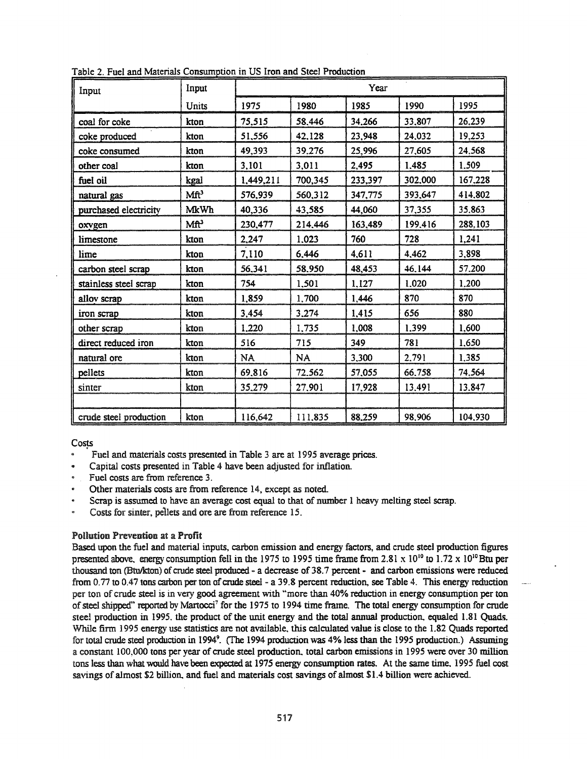Table 2. Fuel and Materials Consumption in US Iron and Steel Production

| Input | Input | Year | | | | |
|---|---|---|---|---|---|---|
| | Units | 1975 | 1980 | 1985 | 1990 | 1995 |
| coal for coke | kton | 75,515 | 58,446 | 34,266 | 33,807 | 26,239 |
| coke produced | kton | 51,556 | 42,128 | 23,948 | 24,032 | 19,253 |
| coke consumed | kton | 49,393 | 39,276 | 25,996 | 27,605 | 24,568 |
| other coal | kton | 3,101 | 3,011 | 2,495 | 1,485 | 1,509 |
| fuel oil | kgal | 1,449,211 | 700,345 | 233,397 | 302,000 | 167,228 |
| natural gas | $Mft^3$ | 576,939 | 560,312 | 347,775 | 393,647 | 414,802 |
| purchased electricity | MkWh | 40,336 | 43,585 | 44,060 | 37,355 | 35,863 |
| oxygen | $Mft^3$ | 230,477 | 214,446 | 163,489 | 199,416 | 288,103 |
| limestone | kton | 2,247 | 1,023 | 760 | 728 | 1,241 |
| lime | kton | 7,110 | 6,446 | 4,611 | 4,462 | 3,898 |
| carbon steel scrap | kton | 56,341 | 58,950 | 48,453 | 46,144 | 57,200 |
| stainless steel scrap | kton | 754 | 1,501 | 1,127 | 1,020 | 1,200 |
| alloy scrap | kton | 1,859 | 1,700 | 1,446 | 870 | 870 |
| iron scrap | kton | 3,454 | 3,274 | 1,415 | 656 | 880 |
| other scrap | kton | 1,220 | 1,735 | 1,008 | 1,399 | 1,600 |
| direct reduced iron | kton | 516 | 715 | 349 | 781 | 1,650 |
| natural ore | kton | NA | NA | 3,300 | 2,791 | 1,385 |
| pellets | kton | 69,816 | 72,562 | 57,055 | 66,758 | 74,564 |
| sinter | kton | 35,279 | 27,901 | 17,928 | 13,491 | 13,847 |
| | | | | | | |
| crude steel production | kton | 116,642 | 111,835 | 88,259 | 98,906 | 104,930 |

Costs

- Fuel and materials costs presented in Table 3 are at 1995 average prices.
- Capital costs presented in Table 4 have been adjusted for inflation.
- Fuel costs are from reference 3.
- Other materials costs are from reference 14, except as noted.
- Scrap is assumed to have an average cost equal to that of number 1 heavy melting steel scrap.
- Costs for sinter, pellets and ore are from reference 15.

**Pollution Prevention at a Profit**

Based upon the fuel and material inputs, carbon emission and energy factors, and crude steel production figures presented above, energy consumption fell in the 1975 to 1995 time frame from $2.81 \times 10^{10}$ to $1.72 \times 10^{10}$ Btu per thousand ton (Btu/kton) of crude steel produced - a decrease of 38.7 percent - and carbon emissions were reduced from 0.77 to 0.47 tons carbon per ton of crude steel - a 39.8 percent reduction, see Table 4. This energy reduction per ton of crude steel is in very good agreement with "more than 40% reduction in energy consumption per ton of steel shipped" reported by Martocci[7] for the 1975 to 1994 time frame. The total energy consumption for crude steel production in 1995, the product of the unit energy and the total annual production, equaled 1.81 Quads. While firm 1995 energy use statistics are not available, this calculated value is close to the 1.82 Quads reported for total crude steel production in 1994[9]. (The 1994 production was 4% less than the 1995 production.) Assuming a constant 100,000 tons per year of crude steel production, total carbon emissions in 1995 were over 30 million tons less than what would have been expected at 1975 energy consumption rates. At the same time, 1995 fuel cost savings of almost $2 billion, and fuel and materials cost savings of almost $1.4 billion were achieved.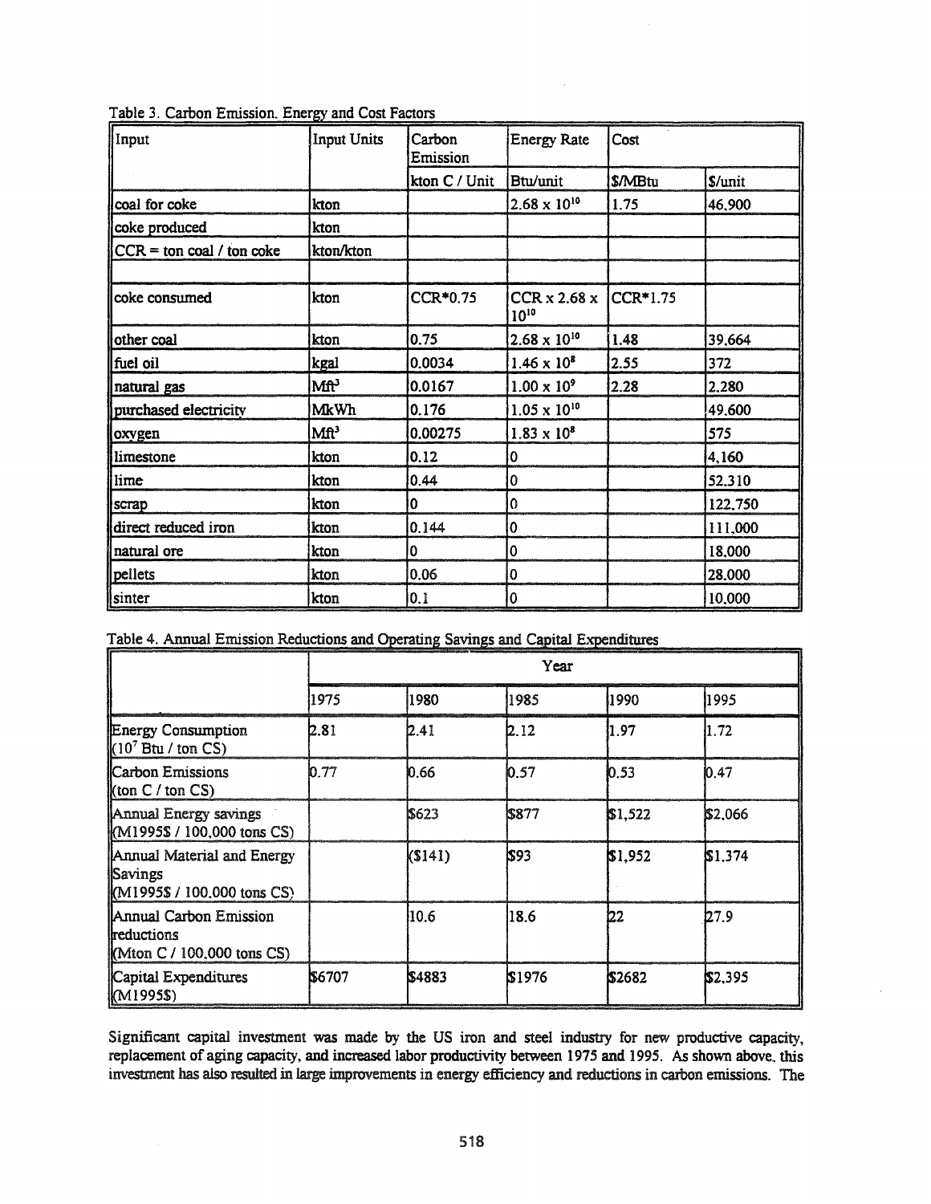Table 3. Carbon Emission, Energy and Cost Factors

| Input | Input Units | Carbon Emission | Energy Rate | Cost | |
|---|---|---|---|---|---|
| | | kton C / Unit | Btu/unit | $/MBtu | $/unit |
| coal for coke | kton | | $2.68 \times 10^{10}$ | 1.75 | 46,900 |
| coke produced | kton | | | | |
| CCR = ton coal / ton coke | kton/kton | | | | |
| | | | | | |
| coke consumed | kton | CCR*0.75 | CCR x $2.68 \times 10^{10}$ | CCR*1.75 | |
| other coal | kton | 0.75 | $2.68 \times 10^{10}$ | 1.48 | 39,664 |
| fuel oil | kgal | 0.0034 | $1.46 \times 10^{8}$ | 2.55 | 372 |
| natural gas | $Mft^3$ | 0.0167 | $1.00 \times 10^{9}$ | 2.28 | 2,280 |
| purchased electricity | MkWh | 0.176 | $1.05 \times 10^{10}$ | | 49,600 |
| oxygen | $Mft^3$ | 0.00275 | $1.83 \times 10^{8}$ | | 575 |
| limestone | kton | 0.12 | 0 | | 4,160 |
| lime | kton | 0.44 | 0 | | 52,310 |
| scrap | kton | 0 | 0 | | 122,750 |
| direct reduced iron | kton | 0.144 | 0 | | 111,000 |
| natural ore | kton | 0 | 0 | | 18,000 |
| pellets | kton | 0.06 | 0 | | 28,000 |
| sinter | kton | 0.1 | 0 | | 10,000 |

Table 4. Annual Emission Reductions and Operating Savings and Capital Expenditures

| | Year | | | | |
|---|---|---|---|---|---|
| | 1975 | 1980 | 1985 | 1990 | 1995 |
| Energy Consumption ($10^7$ Btu / ton CS) | 2.81 | 2.41 | 2.12 | 1.97 | 1.72 |
| Carbon Emissions (ton C / ton CS) | 0.77 | 0.66 | 0.57 | 0.53 | 0.47 |
| Annual Energy savings (M1995$ / 100,000 tons CS) | | $623 | $877 | $1,522 | $2,066 |
| Annual Material and Energy Savings (M1995$ / 100,000 tons CS) | | ($141) | $93 | $1,952 | $1,374 |
| Annual Carbon Emission reductions (Mton C / 100,000 tons CS) | | 10.6 | 18.6 | 22 | 27.9 |
| Capital Expenditures (M1995$) | $6707 | $4883 | $1976 | $2682 | $2,395 |

Significant capital investment was made by the US iron and steel industry for new productive capacity, replacement of aging capacity, and increased labor productivity between 1975 and 1995. As shown above, this investment has also resulted in large improvements in energy efficiency and reductions in carbon emissions. The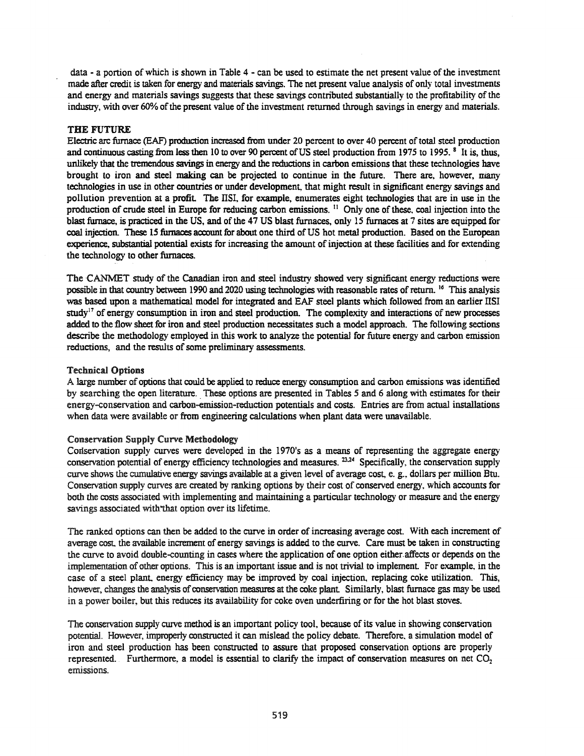data - a portion of which is shown in Table 4 - can be used to estimate the net present value of the investment made after credit is taken for energy and materials savings. The net present value analysis of only total investments and energy and materials savings suggests that these savings contributed substantially to the profitability of the industry, with over 60% of the present value of the investment returned through savings in energy and materials.

## THE FUTURE

Electric arc furnace (EAF) production increased from under 20 percent to over 40 percent of total steel production and continuous casting from less then 10 to over 90 percent of US steel production from 1975 to 1995. [8] It is, thus, unlikely that the tremendous savings in energy and the reductions in carbon emissions that these technologies have brought to iron and steel making can be projected to continue in the future. There are, however, many technologies in use in other countries or under development, that might result in significant energy savings and pollution prevention at a profit. The IISI, for example, enumerates eight technologies that are in use in the production of crude steel in Europe for reducing carbon emissions. [11] Only one of these, coal injection into the blast furnace, is practiced in the US, and of the 47 US blast furnaces, only 15 furnaces at 7 sites are equipped for coal injection. These 15 furnaces account for about one third of US hot metal production. Based on the European experience, substantial potential exists for increasing the amount of injection at these facilities and for extending the technology to other furnaces.

The CANMET study of the Canadian iron and steel industry showed very significant energy reductions were possible in that country between 1990 and 2020 using technologies with reasonable rates of return. [16] This analysis was based upon a mathematical model for integrated and EAF steel plants which followed from an earlier IISI study[17] of energy consumption in iron and steel production. The complexity and interactions of new processes added to the flow sheet for iron and steel production necessitates such a model approach. The following sections describe the methodology employed in this work to analyze the potential for future energy and carbon emission reductions, and the results of some preliminary assessments.

### Technical Options

A large number of options that could be applied to reduce energy consumption and carbon emissions was identified by searching the open literature. These options are presented in Tables 5 and 6 along with estimates for their energy-conservation and carbon-emission-reduction potentials and costs. Entries are from actual installations when data were available or from engineering calculations when plant data were unavailable.

### Conservation Supply Curve Methodology

Conservation supply curves were developed in the 1970's as a means of representing the aggregate energy conservation potential of energy efficiency technologies and measures. [23,24] Specifically, the conservation supply curve shows the cumulative energy savings available at a given level of average cost, e. g., dollars per million Btu. Conservation supply curves are created by ranking options by their cost of conserved energy, which accounts for both the costs associated with implementing and maintaining a particular technology or measure and the energy savings associated with that option over its lifetime.

The ranked options can then be added to the curve in order of increasing average cost. With each increment of average cost, the available increment of energy savings is added to the curve. Care must be taken in constructing the curve to avoid double-counting in cases where the application of one option either affects or depends on the implementation of other options. This is an important issue and is not trivial to implement. For example, in the case of a steel plant, energy efficiency may be improved by coal injection, replacing coke utilization. This, however, changes the analysis of conservation measures at the coke plant. Similarly, blast furnace gas may be used in a power boiler, but this reduces its availability for coke oven underfiring or for the hot blast stoves.

The conservation supply curve method is an important policy tool, because of its value in showing conservation potential. However, improperly constructed it can mislead the policy debate. Therefore, a simulation model of iron and steel production has been constructed to assure that proposed conservation options are properly represented. Furthermore, a model is essential to clarify the impact of conservation measures on net $CO_2$ emissions.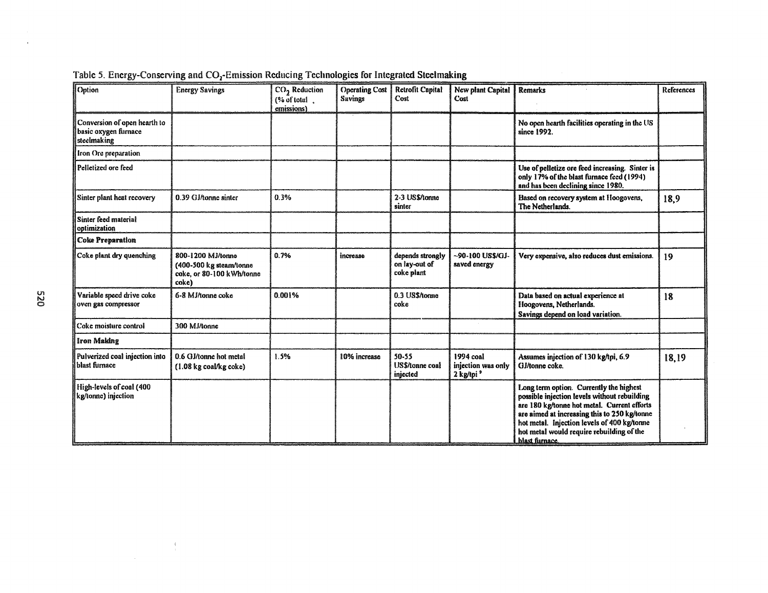Table 5. Energy-Conserving and $CO_2$-Emission Reducing Technologies for Integrated Steelmaking

| Option | Energy Savings | $CO_2$ Reduction (% of total emissions) | Operating Cost Savings | Retrofit Capital Cost | New plant Capital Cost | Remarks | References |
|---|---|---|---|---|---|---|---|
| Conversion of open hearth to basic oxygen furnace steelmaking | | | | | | No open hearth facilities operating in the US since 1992. | |
| Iron Ore preparation | | | | | | | |
| Pelletized ore feed | | | | | | Use of pelletize ore feed increasing. Sinter is only 17% of the blast furnace feed (1994) and has been declining since 1980. | |
| Sinter plant heat recovery | 0.39 GJ/tonne sinter | 0.3% | | 2-3 US$/tonne sinter | | Based on recovery system at Hoogovens, The Netherlands. | 18,9 |
| Sinter feed material optimization | | | | | | | |
| **Coke Preparation** | | | | | | | |
| Coke plant dry quenching | 800-1200 MJ/tonne (400-500 kg steam/tonne coke, or 80-100 kWh/tonne coke) | 0.7% | increase | depends strongly on lay-out of coke plant | ~90-100 US$/GJ-saved energy | Very expensive, also reduces dust emissions. | 19 |
| Variable speed drive coke oven gas compressor | 6-8 MJ/tonne coke | 0.001% | | 0.3 US$/tonne coke | | Data based on actual experience at Hoogovens, Netherlands. Savings depend on load variation. | 18 |
| Coke moisture control | 300 MJ/tonne | | | | | | |
| **Iron Making** | | | | | | | |
| Pulverized coal injection into blast furnace | 0.6 GJ/tonne hot metal (1.08 kg coal/kg coke) | 1.5% | 10% increase | 50-55 US$/tonne coal injected | 1994 coal injection was only 2 kg/tpi [9] | Assumes injection of 130 kg/tpi, 6.9 GJ/tonne coke. | 18,19 |
| High-levels of coal (400 kg/tonne) injection | | | | | | Long term option. Currently the highest possible injection levels without rebuilding are 180 kg/tonne hot metal. Current efforts are aimed at increasing this to 250 kg/tonne hot metal. Injection levels of 400 kg/tonne hot metal would require rebuilding of the blast furnace. | |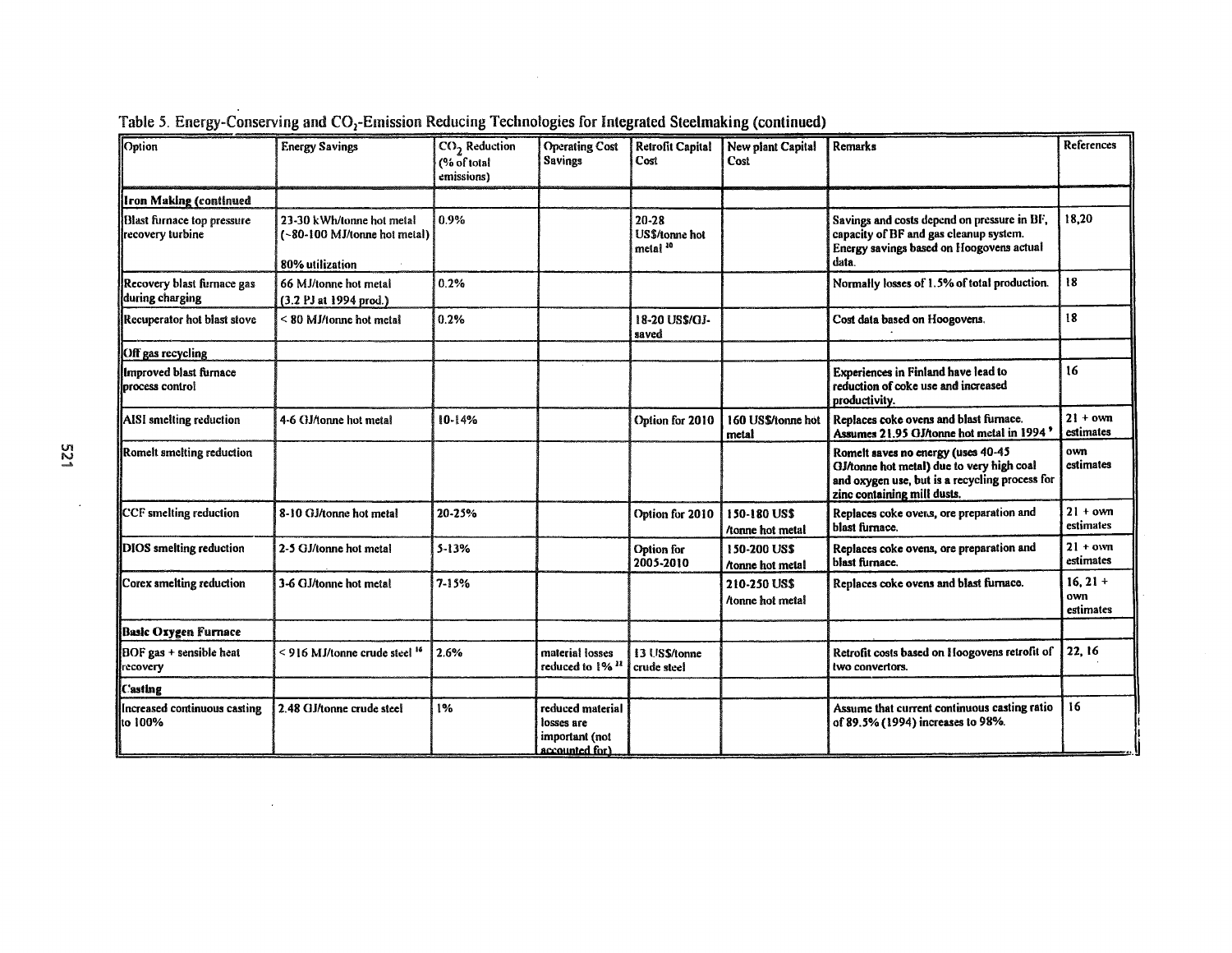Table 5. Energy-Conserving and $CO_2$-Emission Reducing Technologies for Integrated Steelmaking (continued)

| Option | Energy Savings | $CO_2$ Reduction (% of total emissions) | Operating Cost Savings | Retrofit Capital Cost | New plant Capital Cost | Remarks | References |
|---|---|---|---|---|---|---|---|
| **Iron Making (continued** | | | | | | | |
| Blast furnace top pressure recovery turbine | 23-30 kWh/tonne hot metal (~80-100 MJ/tonne hot metal) 80% utilization | 0.9% | | 20-28 US$/tonne hot metal [10] | | Savings and costs depend on pressure in BF, capacity of BF and gas cleanup system. Energy savings based on Hoogovens actual data. | 18,20 |
| Recovery blast furnace gas during charging | 66 MJ/tonne hot metal (3.2 PJ at 1994 prod.) | 0.2% | | | | Normally losses of 1.5% of total production. | 18 |
| Recuperator hot blast stove | < 80 MJ/tonne hot metal | 0.2% | | 18-20 US$/GJ-saved | | Cost data based on Hoogovens. | 18 |
| Off gas recycling | | | | | | | |
| Improved blast furnace process control | | | | | | Experiences in Finland have lead to reduction of coke use and increased productivity. | 16 |
| AISI smelting reduction | 4-6 GJ/tonne hot metal | 10-14% | | Option for 2010 | 160 US$/tonne hot metal | Replaces coke ovens and blast furnace. Assumes 21.95 GJ/tonne hot metal in 1994 [9] | 21 + own estimates |
| Romelt smelting reduction | | | | | | Romelt saves no energy (uses 40-45 GJ/tonne hot metal) due to very high coal and oxygen use, but is a recycling process for zinc containing mill dusts. | own estimates |
| CCF smelting reduction | 8-10 GJ/tonne hot metal | 20-25% | | Option for 2010 | 150-180 US$ /tonne hot metal | Replaces coke ovens, ore preparation and blast furnace. | 21 + own estimates |
| DIOS smelting reduction | 2-5 GJ/tonne hot metal | 5-13% | | Option for 2005-2010 | 150-200 US$ /tonne hot metal | Replaces coke ovens, ore preparation and blast furnace. | 21 + own estimates |
| Corex smelting reduction | 3-6 GJ/tonne hot metal | 7-15% | | | 210-250 US$ /tonne hot metal | Replaces coke ovens and blast furnace. | 16, 21 + own estimates |
| **Basic Oxygen Furnace** | | | | | | | |
| BOF gas + sensible heat recovery | < 916 MJ/tonne crude steel [16] | 2.6% | material losses reduced to 1% [11] | 13 US$/tonne crude steel | | Retrofit costs based on Hoogovens retrofit of two convertors. | 22, 16 |
| **Casting** | | | | | | | |
| Increased continuous casting to 100% | 2.48 GJ/tonne crude steel | 1% | reduced material losses are important (not accounted for) | | | Assume that current continuous casting ratio of 89.5% (1994) increases to 98%. | 16 |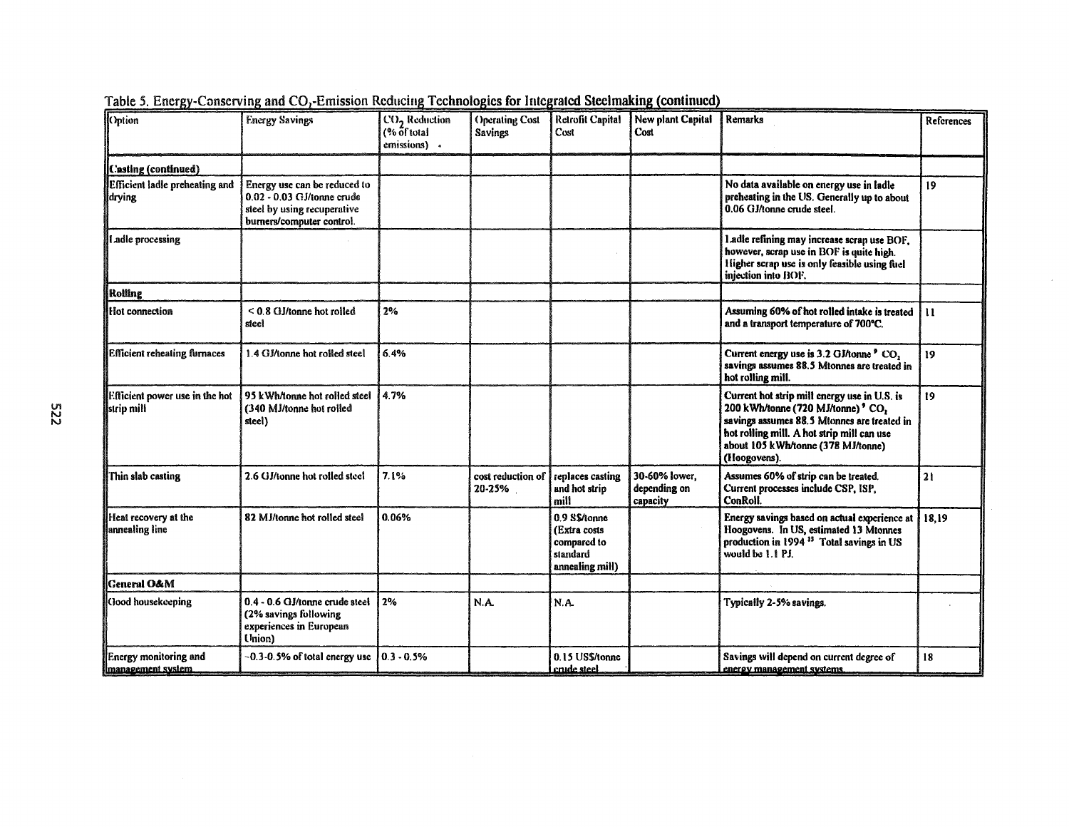Table 5. Energy-Conserving and $CO_2$-Emission Reducing Technologies for Integrated Steelmaking (continued)

| Option | Energy Savings | $CO_2$ Reduction (% of total emissions) | Operating Cost Savings | Retrofit Capital Cost | New plant Capital Cost | Remarks | References |
|---|---|---|---|---|---|---|---|
| **Casting (continued)** | | | | | | | |
| Efficient ladle preheating and drying | Energy use can be reduced to 0.02 - 0.03 GJ/tonne crude steel by using recuperative burners/computer control. | | | | | No data available on energy use in ladle preheating in the US. Generally up to about 0.06 GJ/tonne crude steel. | 19 |
| Ladle processing | | | | | | Ladle refining may increase scrap use BOF, however, scrap use in BOF is quite high. Higher scrap use is only feasible using fuel injection into BOF. | |
| **Rolling** | | | | | | | |
| Hot connection | < 0.8 GJ/tonne hot rolled steel | 2% | | | | Assuming 60% of hot rolled intake is treated and a transport temperature of 700°C. | 11 |
| Efficient reheating furnaces | 1.4 GJ/tonne hot rolled steel | 6.4% | | | | Current energy use is 3.2 GJ/tonne [9] $CO_2$ savings assumes 88.5 Mtonnes are treated in hot rolling mill. | 19 |
| Efficient power use in the hot strip mill | 95 kWh/tonne hot rolled steel (340 MJ/tonne hot rolled steel) | 4.7% | | | | Current hot strip mill energy use in U.S. is 200 kWh/tonne (720 MJ/tonne) [9] $CO_2$ savings assumes 88.5 Mtonnes are treated in hot rolling mill. A hot strip mill can use about 105 kWh/tonne (378 MJ/tonne) (Hoogovens). | 19 |
| Thin slab casting | 2.6 GJ/tonne hot rolled steel | 7.1% | cost reduction of 20-25% | replaces casting and hot strip mill | 30-60% lower, depending on capacity | Assumes 60% of strip can be treated. Current processes include CSP, ISP, ConRoll. | 21 |
| Heat recovery at the annealing line | 82 MJ/tonne hot rolled steel | 0.06% | | 0.9 $/tonne (Extra costs compared to standard annealing mill) | | Energy savings based on actual experience at Hoogovens. In US, estimated 13 Mtonnes production in 1994 [15] Total savings in US would be 1.1 PJ. | 18,19 |
| **General O&M** | | | | | | | |
| Good housekeeping | 0.4 - 0.6 GJ/tonne crude steel (2% savings following experiences in European Union) | 2% | N.A. | N.A. | | Typically 2-5% savings. | |
| Energy monitoring and management system | ~0.3-0.5% of total energy use | 0.3 - 0.5% | | 0.15 US$/tonne crude steel | | Savings will depend on current degree of energy management systems. | 18 |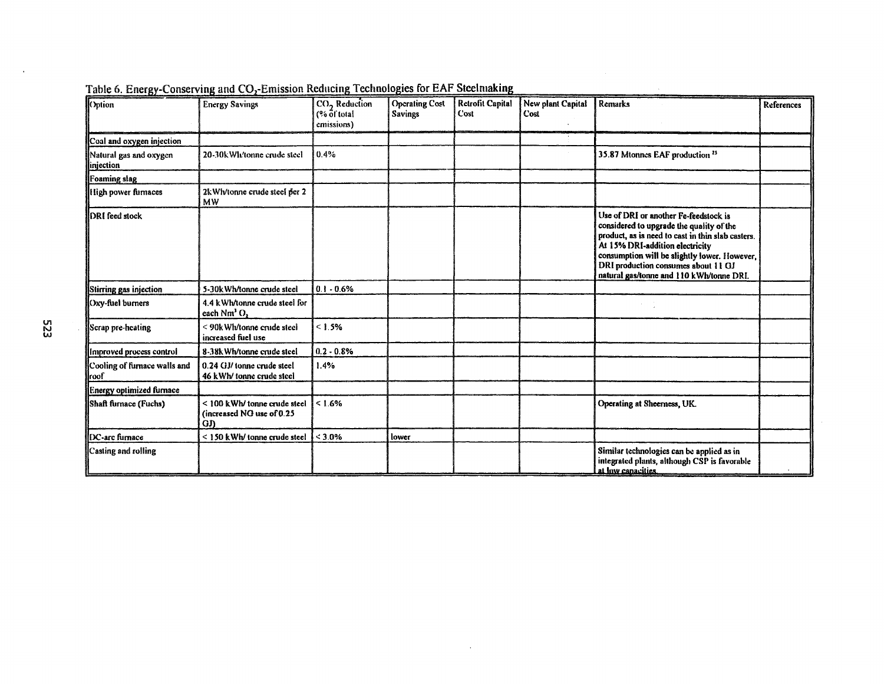Table 6. Energy-Conserving and $CO_2$-Emission Reducing Technologies for EAF Steelmaking

| Option | Energy Savings | $CO_2$ Reduction (% of total emissions) | Operating Cost Savings | Retrofit Capital Cost | New plant Capital Cost | Remarks | References |
|---|---|---|---|---|---|---|---|
| Coal and oxygen injection | | | | | | | |
| Natural gas and oxygen injection | 20-30kWh/tonne crude steel | 0.4% | | | | 35.87 Mtonnes EAF production [25] | |
| Foaming slag | | | | | | | |
| High power furnaces | 2kWh/tonne crude steel per 2 MW | | | | | | |
| DRI feed stock | | | | | | Use of DRI or another Fe-feedstock is considered to upgrade the quality of the product, as is need to cast in thin slab casters. At 15% DRI-addition electricity consumption will be slightly lower. However, DRI production consumes about 11 GJ natural gas/tonne and 110 kWh/tonne DRI. | |
| Stirring gas injection | 5-30kWh/tonne crude steel | 0.1 - 0.6% | | | | | |
| Oxy-fuel burners | 4.4 kWh/tonne crude steel for each $Nm^3$ $O_2$ | | | | | | |
| Scrap pre-heating | < 90kWh/tonne crude steel increased fuel use | < 1.5% | | | | | |
| Improved process control | 8-38kWh/tonne crude steel | 0.2 - 0.8% | | | | | |
| Cooling of furnace walls and roof | 0.24 GJ/ tonne crude steel 46 kWh/ tonne crude steel | 1.4% | | | | | |
| Energy optimized furnace | | | | | | | |
| Shaft furnace (Fuchs) | < 100 kWh/ tonne crude steel (increased NG use of 0.25 GJ) | < 1.6% | | | | Operating at Sheerness, UK. | |
| DC-arc furnace | < 150 kWh/ tonne crude steel | < 3.0% | lower | | | | |
| Casting and rolling | | | | | | Similar technologies can be applied as in integrated plants, although CSP is favorable at low capacities. | |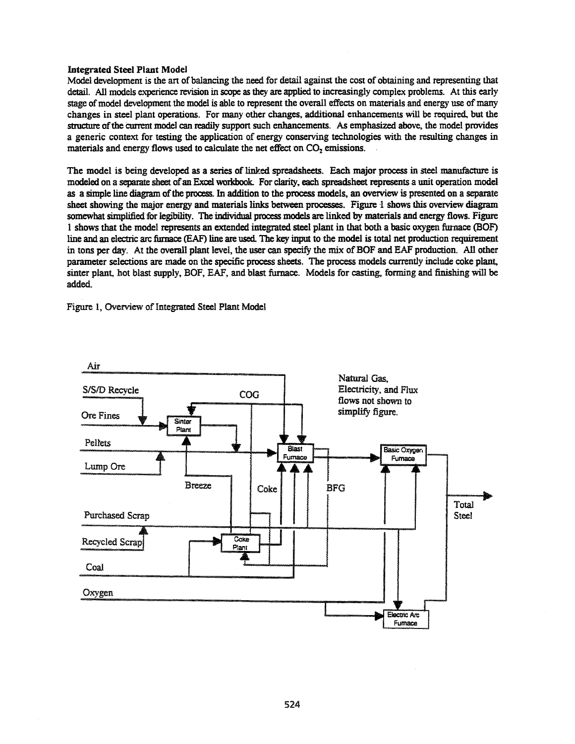**Integrated Steel Plant Model**

Model development is the art of balancing the need for detail against the cost of obtaining and representing that detail. All models experience revision in scope as they are applied to increasingly complex problems. At this early stage of model development the model is able to represent the overall effects on materials and energy use of many changes in steel plant operations. For many other changes, additional enhancements will be required, but the structure of the current model can readily support such enhancements. As emphasized above, the model provides a generic context for testing the application of energy conserving technologies with the resulting changes in materials and energy flows used to calculate the net effect on $CO_2$ emissions.

The model is being developed as a series of linked spreadsheets. Each major process in steel manufacture is modeled on a separate sheet of an Excel workbook. For clarity, each spreadsheet represents a unit operation model as a simple line diagram of the process. In addition to the process models, an overview is presented on a separate sheet showing the major energy and materials links between processes. Figure 1 shows this overview diagram somewhat simplified for legibility. The individual process models are linked by materials and energy flows. Figure 1 shows that the model represents an extended integrated steel plant in that both a basic oxygen furnace (BOF) line and an electric arc furnace (EAF) line are used. The key input to the model is total net production requirement in tons per day. At the overall plant level, the user can specify the mix of BOF and EAF production. All other parameter selections are made on the specific process sheets. The process models currently include coke plant, sinter plant, hot blast supply, BOF, EAF, and blast furnace. Models for casting, forming and finishing will be added.

Figure 1, Overview of Integrated Steel Plant Model

Air

S/S/D Recycle

Ore Fines

Pellets

Lump Ore

Purchased Scrap

Recycled Scrap

Coal

Oxygen

COG

Sinter Plant

Breeze

Coke

Coke Plant

Blast Furnace

BFG

Basic Oxygen Furnace

Electric Arc Furnace

Total Steel

Natural Gas, Electricity, and Flux flows not shown to simplify figure.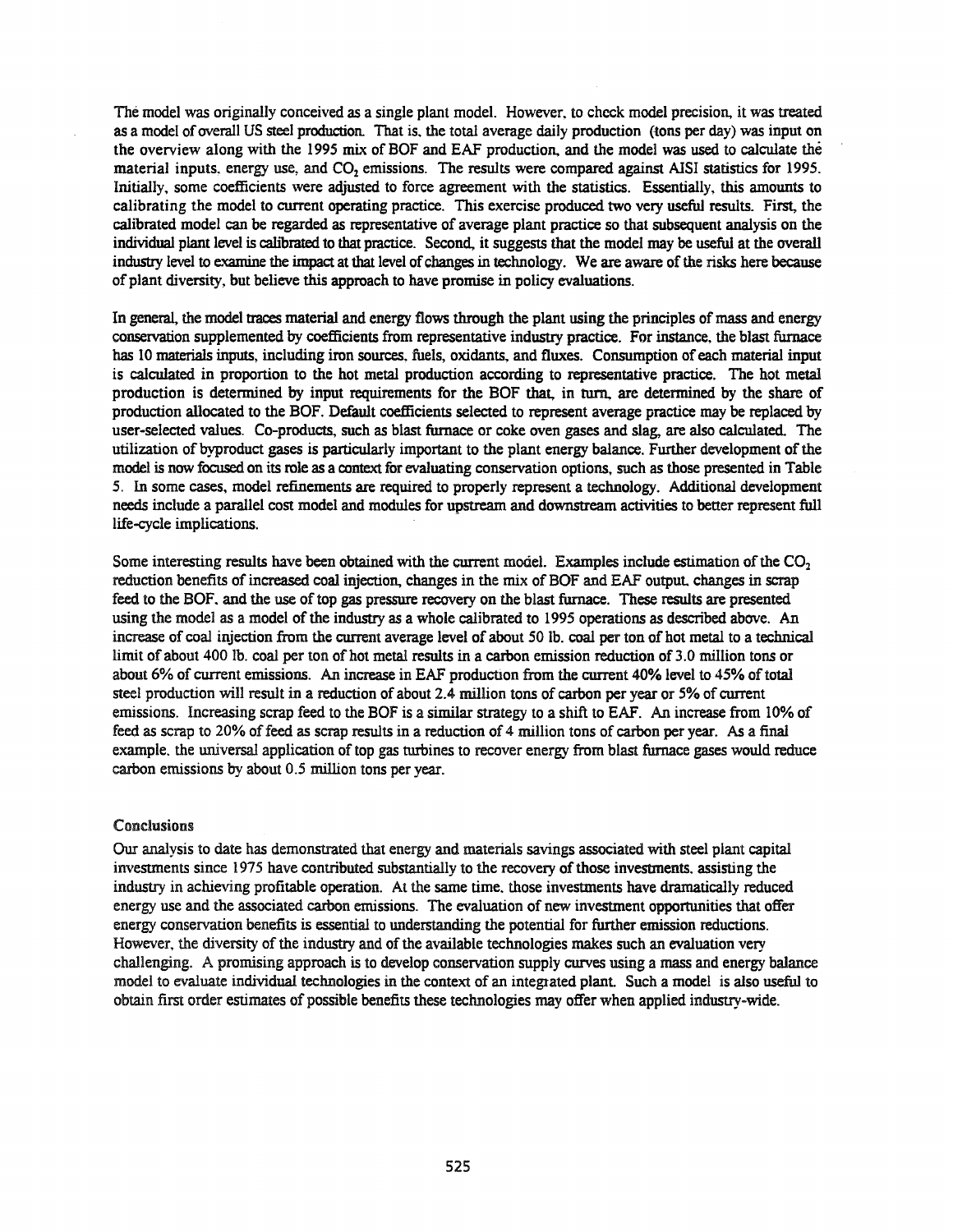The model was originally conceived as a single plant model. However, to check model precision, it was treated as a model of overall US steel production. That is, the total average daily production (tons per day) was input on the overview along with the 1995 mix of BOF and EAF production, and the model was used to calculate the material inputs, energy use, and $CO_2$ emissions. The results were compared against AISI statistics for 1995. Initially, some coefficients were adjusted to force agreement with the statistics. Essentially, this amounts to calibrating the model to current operating practice. This exercise produced two very useful results. First, the calibrated model can be regarded as representative of average plant practice so that subsequent analysis on the individual plant level is calibrated to that practice. Second, it suggests that the model may be useful at the overall industry level to examine the impact at that level of changes in technology. We are aware of the risks here because of plant diversity, but believe this approach to have promise in policy evaluations.

In general, the model traces material and energy flows through the plant using the principles of mass and energy conservation supplemented by coefficients from representative industry practice. For instance, the blast furnace has 10 materials inputs, including iron sources, fuels, oxidants, and fluxes. Consumption of each material input is calculated in proportion to the hot metal production according to representative practice. The hot metal production is determined by input requirements for the BOF that, in turn, are determined by the share of production allocated to the BOF. Default coefficients selected to represent average practice may be replaced by user-selected values. Co-products, such as blast furnace or coke oven gases and slag, are also calculated. The utilization of byproduct gases is particularly important to the plant energy balance. Further development of the model is now focused on its role as a context for evaluating conservation options, such as those presented in Table 5. In some cases, model refinements are required to properly represent a technology. Additional development needs include a parallel cost model and modules for upstream and downstream activities to better represent full life-cycle implications.

Some interesting results have been obtained with the current model. Examples include estimation of the $CO_2$ reduction benefits of increased coal injection, changes in the mix of BOF and EAF output, changes in scrap feed to the BOF, and the use of top gas pressure recovery on the blast furnace. These results are presented using the model as a model of the industry as a whole calibrated to 1995 operations as described above. An increase of coal injection from the current average level of about 50 lb. coal per ton of hot metal to a technical limit of about 400 lb. coal per ton of hot metal results in a carbon emission reduction of 3.0 million tons or about 6% of current emissions. An increase in EAF production from the current 40% level to 45% of total steel production will result in a reduction of about 2.4 million tons of carbon per year or 5% of current emissions. Increasing scrap feed to the BOF is a similar strategy to a shift to EAF. An increase from 10% of feed as scrap to 20% of feed as scrap results in a reduction of 4 million tons of carbon per year. As a final example, the universal application of top gas turbines to recover energy from blast furnace gases would reduce carbon emissions by about 0.5 million tons per year.

## Conclusions

Our analysis to date has demonstrated that energy and materials savings associated with steel plant capital investments since 1975 have contributed substantially to the recovery of those investments, assisting the industry in achieving profitable operation. At the same time, those investments have dramatically reduced energy use and the associated carbon emissions. The evaluation of new investment opportunities that offer energy conservation benefits is essential to understanding the potential for further emission reductions. However, the diversity of the industry and of the available technologies makes such an evaluation very challenging. A promising approach is to develop conservation supply curves using a mass and energy balance model to evaluate individual technologies in the context of an integrated plant. Such a model is also useful to obtain first order estimates of possible benefits these technologies may offer when applied industry-wide.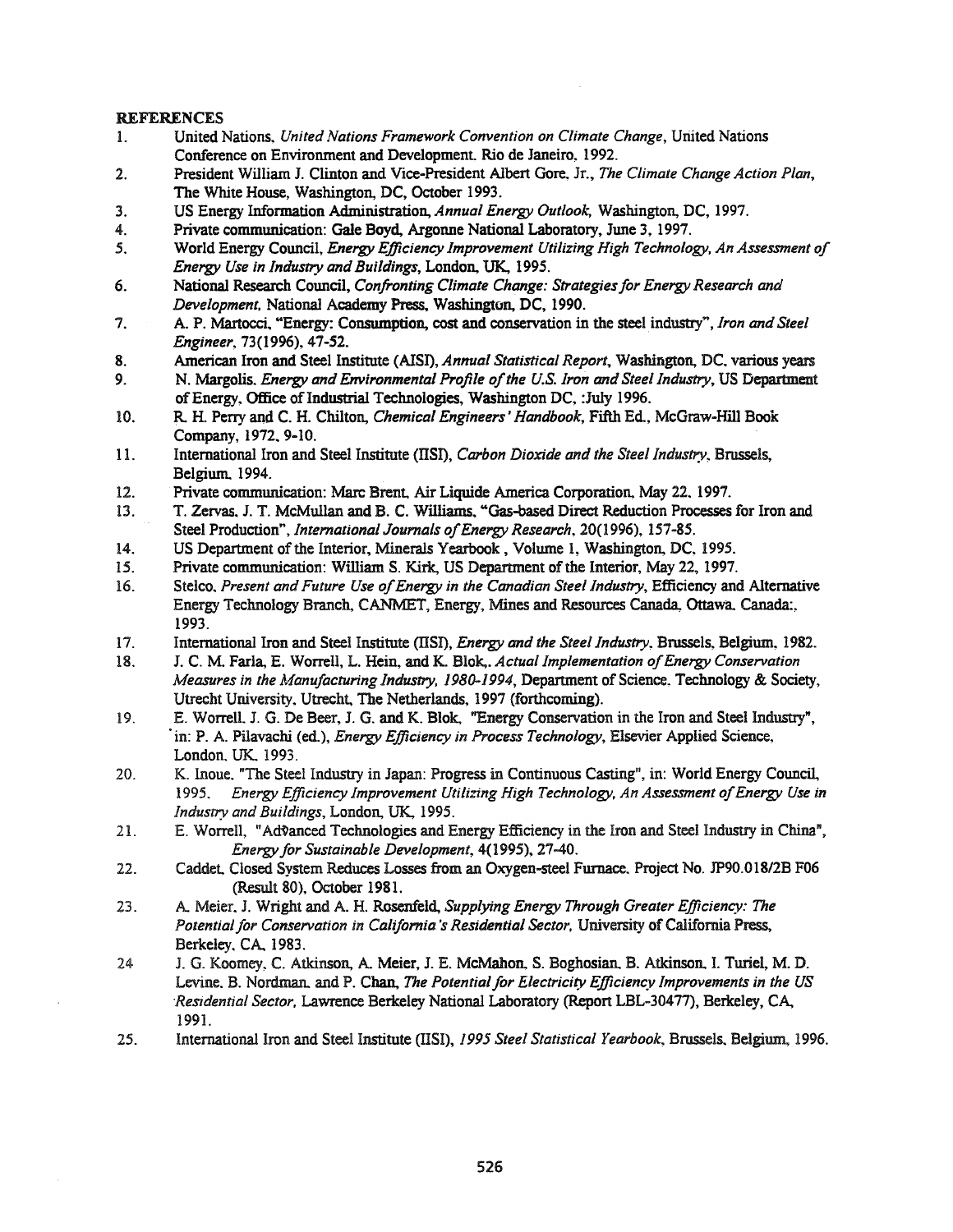## REFERENCES

1. United Nations, *United Nations Framework Convention on Climate Change*, United Nations Conference on Environment and Development. Rio de Janeiro, 1992.
2. President William J. Clinton and Vice-President Albert Gore, Jr., *The Climate Change Action Plan*, The White House, Washington, DC, October 1993.
3. US Energy Information Administration, *Annual Energy Outlook*, Washington, DC, 1997.
4. Private communication: Gale Boyd, Argonne National Laboratory, June 3, 1997.
5. World Energy Council, *Energy Efficiency Improvement Utilizing High Technology, An Assessment of Energy Use in Industry and Buildings*, London, UK, 1995.
6. National Research Council, *Confronting Climate Change: Strategies for Energy Research and Development*, National Academy Press, Washington, DC, 1990.
7. A. P. Martocci, "Energy: Consumption, cost and conservation in the steel industry", *Iron and Steel Engineer*, 73(1996), 47-52.
8. American Iron and Steel Institute (AISI), *Annual Statistical Report*, Washington, DC, various years
9. N. Margolis. *Energy and Environmental Profile of the U.S. Iron and Steel Industry*, US Department of Energy, Office of Industrial Technologies, Washington DC, :July 1996.
10. R. H. Perry and C. H. Chilton, *Chemical Engineers' Handbook*, Fifth Ed., McGraw-Hill Book Company, 1972, 9-10.
11. International Iron and Steel Institute (IISI), *Carbon Dioxide and the Steel Industry*, Brussels, Belgium, 1994.
12. Private communication: Marc Brent, Air Liquide America Corporation, May 22, 1997.
13. T. Zervas, J. T. McMullan and B. C. Williams, "Gas-based Direct Reduction Processes for Iron and Steel Production", *International Journals of Energy Research*, 20(1996), 157-85.
14. US Department of the Interior, Minerals Yearbook , Volume 1, Washington, DC, 1995.
15. Private communication: William S. Kirk, US Department of the Interior, May 22, 1997.
16. Stelco, *Present and Future Use of Energy in the Canadian Steel Industry*, Efficiency and Alternative Energy Technology Branch, CANMET, Energy, Mines and Resources Canada, Ottawa, Canada:, 1993.
17. International Iron and Steel Institute (IISI), *Energy and the Steel Industry*, Brussels, Belgium, 1982.
18. J. C. M. Farla, E. Worrell, L. Hein, and K. Blok,. *Actual Implementation of Energy Conservation Measures in the Manufacturing Industry, 1980-1994*, Department of Science, Technology & Society, Utrecht University, Utrecht, The Netherlands, 1997 (forthcoming).
19. E. Worrell, J. G. De Beer, J. G. and K. Blok, "Energy Conservation in the Iron and Steel Industry", in: P. A. Pilavachi (ed.), *Energy Efficiency in Process Technology*, Elsevier Applied Science, London, UK, 1993.
20. K. Inoue, "The Steel Industry in Japan: Progress in Continuous Casting", in: World Energy Council, 1995. *Energy Efficiency Improvement Utilizing High Technology, An Assessment of Energy Use in Industry and Buildings*, London, UK, 1995.
21. E. Worrell, "Advanced Technologies and Energy Efficiency in the Iron and Steel Industry in China", *Energy for Sustainable Development*, 4(1995), 27-40.
22. Caddet, Closed System Reduces Losses from an Oxygen-steel Furnace. Project No. JP90.018/2B F06 (Result 80), October 1981.
23. A. Meier, J. Wright and A. H. Rosenfeld, *Supplying Energy Through Greater Efficiency: The Potential for Conservation in California's Residential Sector*, University of California Press, Berkeley, CA, 1983.
24. J. G. Koomey, C. Atkinson, A. Meier, J. E. McMahon, S. Boghosian, B. Atkinson, I. Turiel, M. D. Levine, B. Nordman, and P. Chan, *The Potential for Electricity Efficiency Improvements in the US Residential Sector*, Lawrence Berkeley National Laboratory (Report LBL-30477), Berkeley, CA, 1991.
25. International Iron and Steel Institute (IISI), *1995 Steel Statistical Yearbook*, Brussels, Belgium, 1996.